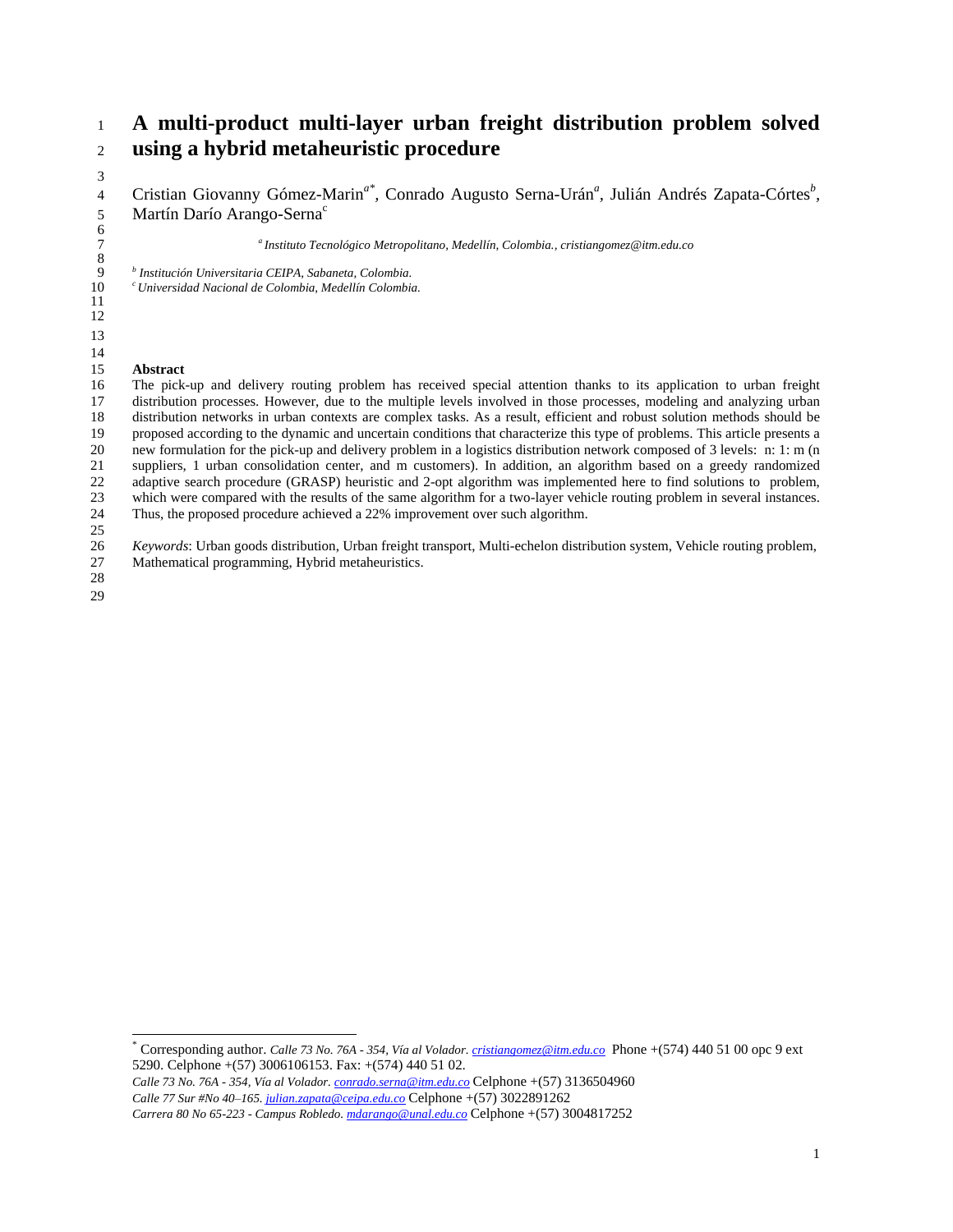# A multi-product multi-layer urban freight distribution problem solved using a hybrid metaheuristic procedure

Cristian Giovanny Gómez-Marin[a*], Conrado Augusto Serna-Urán[a], Julián Andrés Zapata-Córtes[b], Martín Darío Arango-Serna[c]

[a] *Instituto Tecnológico Metropolitano, Medellín, Colombia., cristiangomez@itm.edu.co*

[b] *Institución Universitaria CEIPA, Sabaneta, Colombia.*
[c] *Universidad Nacional de Colombia, Medellín Colombia.*

**Abstract**

The pick-up and delivery routing problem has received special attention thanks to its application to urban freight distribution processes. However, due to the multiple levels involved in those processes, modeling and analyzing urban distribution networks in urban contexts are complex tasks. As a result, efficient and robust solution methods should be proposed according to the dynamic and uncertain conditions that characterize this type of problems. This article presents a new formulation for the pick-up and delivery problem in a logistics distribution network composed of 3 levels: n: 1: m (n suppliers, 1 urban consolidation center, and m customers). In addition, an algorithm based on a greedy randomized adaptive search procedure (GRASP) heuristic and 2-opt algorithm was implemented here to find solutions to problem, which were compared with the results of the same algorithm for a two-layer vehicle routing problem in several instances. Thus, the proposed procedure achieved a 22% improvement over such algorithm.

*Keywords*: Urban goods distribution, Urban freight transport, Multi-echelon distribution system, Vehicle routing problem, Mathematical programming, Hybrid metaheuristics.

---

[*] Corresponding author. *Calle 73 No. 76A - 354, Vía al Volador. cristiangomez@itm.edu.co* Phone +(574) 440 51 00 opc 9 ext 5290. Celphone +(57) 3006106153. Fax: +(574) 440 51 02.
*Calle 73 No. 76A - 354, Vía al Volador. conrado.serna@itm.edu.co* Celphone +(57) 3136504960
*Calle 77 Sur #No 40–165. julian.zapata@ceipa.edu.co* Celphone +(57) 3022891262
*Carrera 80 No 65-223 - Campus Robledo. mdarango@unal.edu.co* Celphone +(57) 3004817252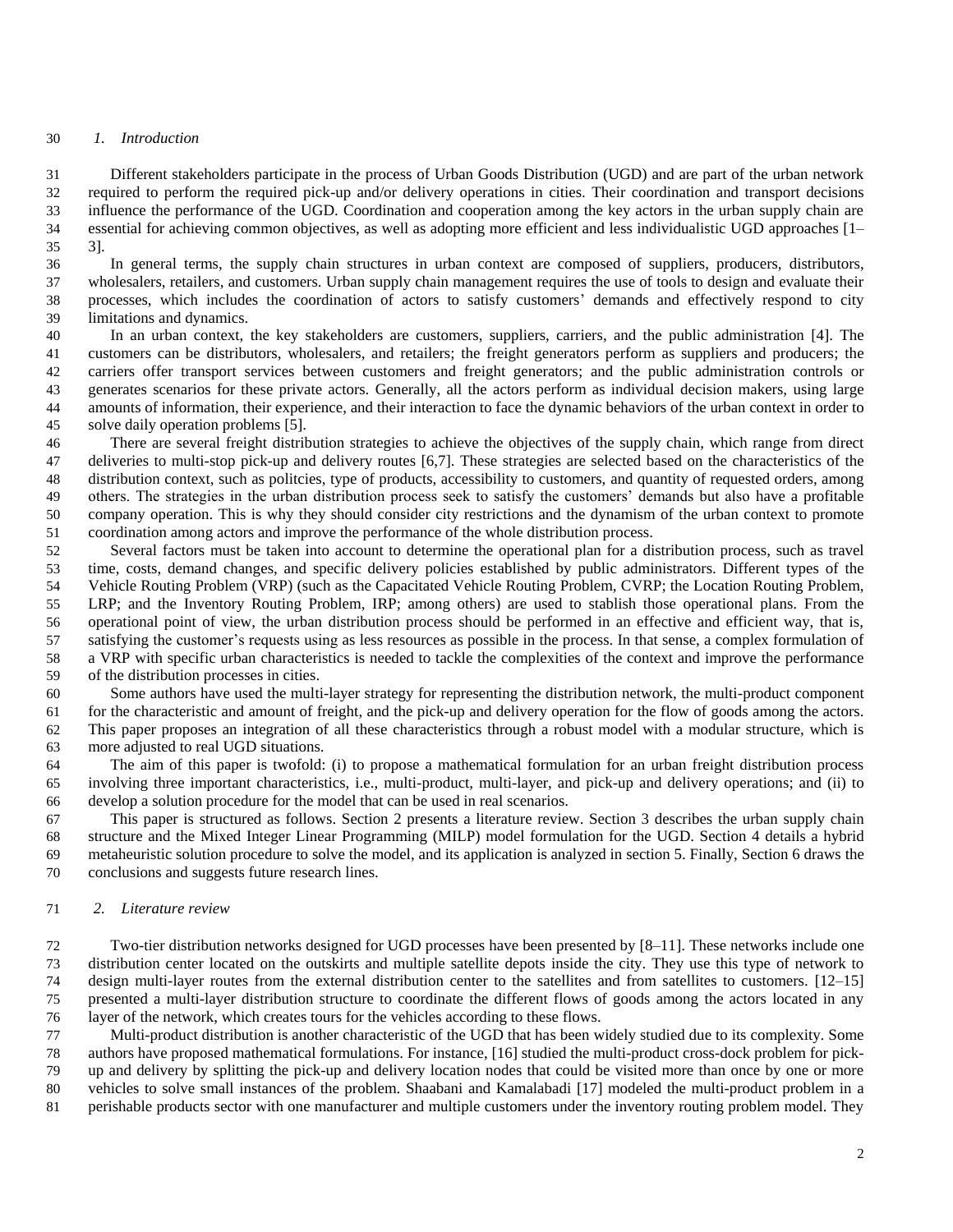## 1. Introduction

Different stakeholders participate in the process of Urban Goods Distribution (UGD) and are part of the urban network required to perform the required pick-up and/or delivery operations in cities. Their coordination and transport decisions influence the performance of the UGD. Coordination and cooperation among the key actors in the urban supply chain are essential for achieving common objectives, as well as adopting more efficient and less individualistic UGD approaches [1–3].

In general terms, the supply chain structures in urban context are composed of suppliers, producers, distributors, wholesalers, retailers, and customers. Urban supply chain management requires the use of tools to design and evaluate their processes, which includes the coordination of actors to satisfy customers' demands and effectively respond to city limitations and dynamics.

In an urban context, the key stakeholders are customers, suppliers, carriers, and the public administration [4]. The customers can be distributors, wholesalers, and retailers; the freight generators perform as suppliers and producers; the carriers offer transport services between customers and freight generators; and the public administration controls or generates scenarios for these private actors. Generally, all the actors perform as individual decision makers, using large amounts of information, their experience, and their interaction to face the dynamic behaviors of the urban context in order to solve daily operation problems [5].

There are several freight distribution strategies to achieve the objectives of the supply chain, which range from direct deliveries to multi-stop pick-up and delivery routes [6,7]. These strategies are selected based on the characteristics of the distribution context, such as politcies, type of products, accessibility to customers, and quantity of requested orders, among others. The strategies in the urban distribution process seek to satisfy the customers' demands but also have a profitable company operation. This is why they should consider city restrictions and the dynamism of the urban context to promote coordination among actors and improve the performance of the whole distribution process.

Several factors must be taken into account to determine the operational plan for a distribution process, such as travel time, costs, demand changes, and specific delivery policies established by public administrators. Different types of the Vehicle Routing Problem (VRP) (such as the Capacitated Vehicle Routing Problem, CVRP; the Location Routing Problem, LRP; and the Inventory Routing Problem, IRP; among others) are used to stablish those operational plans. From the operational point of view, the urban distribution process should be performed in an effective and efficient way, that is, satisfying the customer's requests using as less resources as possible in the process. In that sense, a complex formulation of a VRP with specific urban characteristics is needed to tackle the complexities of the context and improve the performance of the distribution processes in cities.

Some authors have used the multi-layer strategy for representing the distribution network, the multi-product component for the characteristic and amount of freight, and the pick-up and delivery operation for the flow of goods among the actors. This paper proposes an integration of all these characteristics through a robust model with a modular structure, which is more adjusted to real UGD situations.

The aim of this paper is twofold: (i) to propose a mathematical formulation for an urban freight distribution process involving three important characteristics, i.e., multi-product, multi-layer, and pick-up and delivery operations; and (ii) to develop a solution procedure for the model that can be used in real scenarios.

This paper is structured as follows. Section 2 presents a literature review. Section 3 describes the urban supply chain structure and the Mixed Integer Linear Programming (MILP) model formulation for the UGD. Section 4 details a hybrid metaheuristic solution procedure to solve the model, and its application is analyzed in section 5. Finally, Section 6 draws the conclusions and suggests future research lines.

## 2. Literature review

Two-tier distribution networks designed for UGD processes have been presented by [8–11]. These networks include one distribution center located on the outskirts and multiple satellite depots inside the city. They use this type of network to design multi-layer routes from the external distribution center to the satellites and from satellites to customers. [12–15] presented a multi-layer distribution structure to coordinate the different flows of goods among the actors located in any layer of the network, which creates tours for the vehicles according to these flows.

Multi-product distribution is another characteristic of the UGD that has been widely studied due to its complexity. Some authors have proposed mathematical formulations. For instance, [16] studied the multi-product cross-dock problem for pick-up and delivery by splitting the pick-up and delivery location nodes that could be visited more than once by one or more vehicles to solve small instances of the problem. Shaabani and Kamalabadi [17] modeled the multi-product problem in a perishable products sector with one manufacturer and multiple customers under the inventory routing problem model. They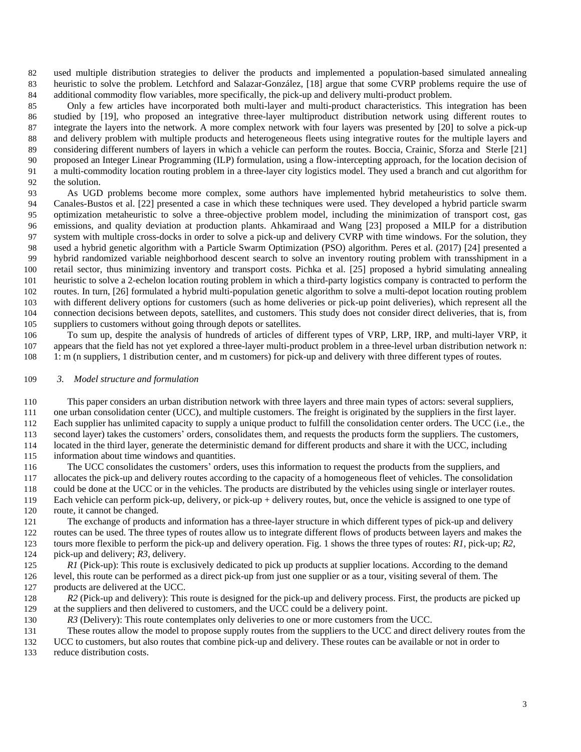used multiple distribution strategies to deliver the products and implemented a population-based simulated annealing heuristic to solve the problem. Letchford and Salazar-González, [18] argue that some CVRP problems require the use of additional commodity flow variables, more specifically, the pick-up and delivery multi-product problem.

Only a few articles have incorporated both multi-layer and multi-product characteristics. This integration has been studied by [19], who proposed an integrative three-layer multiproduct distribution network using different routes to integrate the layers into the network. A more complex network with four layers was presented by [20] to solve a pick-up and delivery problem with multiple products and heterogeneous fleets using integrative routes for the multiple layers and considering different numbers of layers in which a vehicle can perform the routes. Boccia, Crainic, Sforza and Sterle [21] proposed an Integer Linear Programming (ILP) formulation, using a flow-intercepting approach, for the location decision of a multi-commodity location routing problem in a three-layer city logistics model. They used a branch and cut algorithm for the solution.

As UGD problems become more complex, some authors have implemented hybrid metaheuristics to solve them. Canales-Bustos et al. [22] presented a case in which these techniques were used. They developed a hybrid particle swarm optimization metaheuristic to solve a three-objective problem model, including the minimization of transport cost, gas emissions, and quality deviation at production plants. Ahkamiraad and Wang [23] proposed a MILP for a distribution system with multiple cross-docks in order to solve a pick-up and delivery CVRP with time windows. For the solution, they used a hybrid genetic algorithm with a Particle Swarm Optimization (PSO) algorithm. Peres et al. (2017) [24] presented a hybrid randomized variable neighborhood descent search to solve an inventory routing problem with transshipment in a retail sector, thus minimizing inventory and transport costs. Pichka et al. [25] proposed a hybrid simulating annealing heuristic to solve a 2-echelon location routing problem in which a third-party logistics company is contracted to perform the routes. In turn, [26] formulated a hybrid multi-population genetic algorithm to solve a multi-depot location routing problem with different delivery options for customers (such as home deliveries or pick-up point deliveries), which represent all the connection decisions between depots, satellites, and customers. This study does not consider direct deliveries, that is, from suppliers to customers without going through depots or satellites.

To sum up, despite the analysis of hundreds of articles of different types of VRP, LRP, IRP, and multi-layer VRP, it appears that the field has not yet explored a three-layer multi-product problem in a three-level urban distribution network n: 1: m (n suppliers, 1 distribution center, and m customers) for pick-up and delivery with three different types of routes.

## *3. Model structure and formulation*

This paper considers an urban distribution network with three layers and three main types of actors: several suppliers, one urban consolidation center (UCC), and multiple customers. The freight is originated by the suppliers in the first layer. Each supplier has unlimited capacity to supply a unique product to fulfill the consolidation center orders. The UCC (i.e., the second layer) takes the customers' orders, consolidates them, and requests the products form the suppliers. The customers, located in the third layer, generate the deterministic demand for different products and share it with the UCC, including information about time windows and quantities.

The UCC consolidates the customers' orders, uses this information to request the products from the suppliers, and allocates the pick-up and delivery routes according to the capacity of a homogeneous fleet of vehicles. The consolidation could be done at the UCC or in the vehicles. The products are distributed by the vehicles using single or interlayer routes. Each vehicle can perform pick-up, delivery, or pick-up + delivery routes, but, once the vehicle is assigned to one type of route, it cannot be changed.

The exchange of products and information has a three-layer structure in which different types of pick-up and delivery routes can be used. The three types of routes allow us to integrate different flows of products between layers and makes the tours more flexible to perform the pick-up and delivery operation. Fig. 1 shows the three types of routes: *R1*, pick-up; *R2*, pick-up and delivery; *R3*, delivery.

*R1* (Pick-up): This route is exclusively dedicated to pick up products at supplier locations. According to the demand level, this route can be performed as a direct pick-up from just one supplier or as a tour, visiting several of them. The products are delivered at the UCC.

*R2* (Pick-up and delivery): This route is designed for the pick-up and delivery process. First, the products are picked up at the suppliers and then delivered to customers, and the UCC could be a delivery point.

*R3* (Delivery): This route contemplates only deliveries to one or more customers from the UCC.

These routes allow the model to propose supply routes from the suppliers to the UCC and direct delivery routes from the UCC to customers, but also routes that combine pick-up and delivery. These routes can be available or not in order to reduce distribution costs.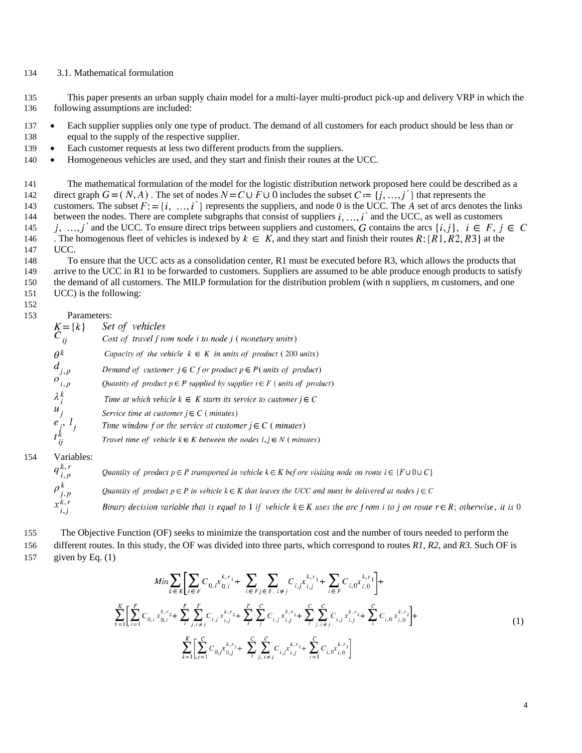### 3.1. Mathematical formulation

This paper presents an urban supply chain model for a multi-layer multi-product pick-up and delivery VRP in which the following assumptions are included:

- Each supplier supplies only one type of product. The demand of all customers for each product should be less than or equal to the supply of the respective supplier.
- Each customer requests at less two different products from the suppliers.
- Homogeneous vehicles are used, and they start and finish their routes at the UCC.

The mathematical formulation of the model for the logistic distribution network proposed here could be described as a direct graph $G=(N,A)$. The set of nodes $N=C\cup F\cup 0$ includes the subset $C:=\{j,\ldots,j'\}$ that represents the customers. The subset $F:=\{i,\ \ldots,i'\}$ represents the suppliers, and node 0 is the UCC. The $A$ set of arcs denotes the links between the nodes. There are complete subgraphs that consist of suppliers $i,\ldots,i'$ and the UCC, as well as customers $j,\ \ldots,j'$ and the UCC. To ensure direct trips between suppliers and customers, $G$ contains the arcs $\{i,j\},\ i\in F,\ j\in C$. The homogenous fleet of vehicles is indexed by $k\in K$, and they start and finish their routes $R:\{R1,R2,R3\}$ at the UCC.

To ensure that the UCC acts as a consolidation center, R1 must be executed before R3, which allows the products that arrive to the UCC in R1 to be forwarded to customers. Suppliers are assumed to be able produce enough products to satisfy the demand of all customers. The MILP formulation for the distribution problem (with n suppliers, m customers, and one UCC) is the following:

Parameters:

| | |
|---|---|
| $K=\{k\}$ | *Set of vehicles* |
| $C_{ij}$ | *Cost of travel from node i to node j (monetary units)* |
| $\theta^k$ | *Capacity of the vehicle $k\in K$ in units of product (200 units)* |
| $d_{j,p}$ | *Demand of customer $j\in C$ for product $p\in P$ (units of product)* |
| $o_{i,p}$ | *Quantity of product $p\in P$ supplied by supplier $i\in F$ (units of product)* |
| $\lambda_i^k$ | *Time at which vehicle $k\in K$ starts its service to customer $j\in C$* |
| $u_j$ | *Service time at customer $j\in C$ (minutes)* |
| $e_j,\ l_j$ | *Time window for the service at customer $j\in C$ (minutes)* |
| $t_{ij}^k$ | *Travel time of vehicle $k\in K$ between the nodes $i,j\in N$ (minutes)* |

Variables:

| | |
|---|---|
| $q_{i,p}^{k,r}$ | *Quantity of product $p\in P$ transported in vehicle $k\in K$ before visiting node on route $i\in\{F\cup 0\cup C\}$* |
| $\rho_{j,p}^k$ | *Quantity of product $p\in P$ in vehicle $k\in K$ that leaves the UCC and must be delivered at nodes $j\in C$* |
| $x_{i,j}^{k,r}$ | *Binary decision variable that is equal to 1 if vehicle $k\in K$ uses the arc from i to j on route $r\in R$; otherwise, it is 0* |

The Objective Function (OF) seeks to minimize the transportation cost and the number of tours needed to perform the different routes. In this study, the OF was divided into three parts, which correspond to routes *R1, R2,* and *R3*. Such OF is given by Eq. (1)

$$
\begin{aligned}
Min\sum_{k\in K}\left[\sum_{i\in F}C_{0,i}x_{0,i}^{k,r_1}+\sum_{i\in F}\sum_{j\in F,\,i\neq j}C_{i,j}x_{i,j}^{k,r_1}+\sum_{i\in F}C_{i,0}x_{i,0}^{k,r_1}\right]+\\
\sum_{k=1}^{K}\left[\sum_{i=1}^{F}C_{0,i}x_{0,i}^{k,r_2}+\sum_{i}^{F}\sum_{j,i\neq j}^{F}C_{i,j}x_{i,j}^{k,r_2}+\sum_{i}^{F}\sum_{j}^{C}C_{i,j}x_{i,j}^{k,r_2}+\sum_{i}^{C}\sum_{j,i\neq j}^{C}C_{i,j}x_{i,j}^{k,r_2}+\sum_{i}^{C}C_{i,0}x_{i,0}^{k,r_2}\right]+\\
\sum_{k=1}^{K}\left[\sum_{j=1}^{C}C_{0,j}x_{0,j}^{k,r_3}+\sum_{i}^{C}\sum_{j,\,i\neq j}^{C}C_{i,j}x_{i,j}^{k,r_3}+\sum_{i=1}^{C}C_{i,0}x_{i,0}^{k,r_3}\right]
\end{aligned}
\tag{1}
$$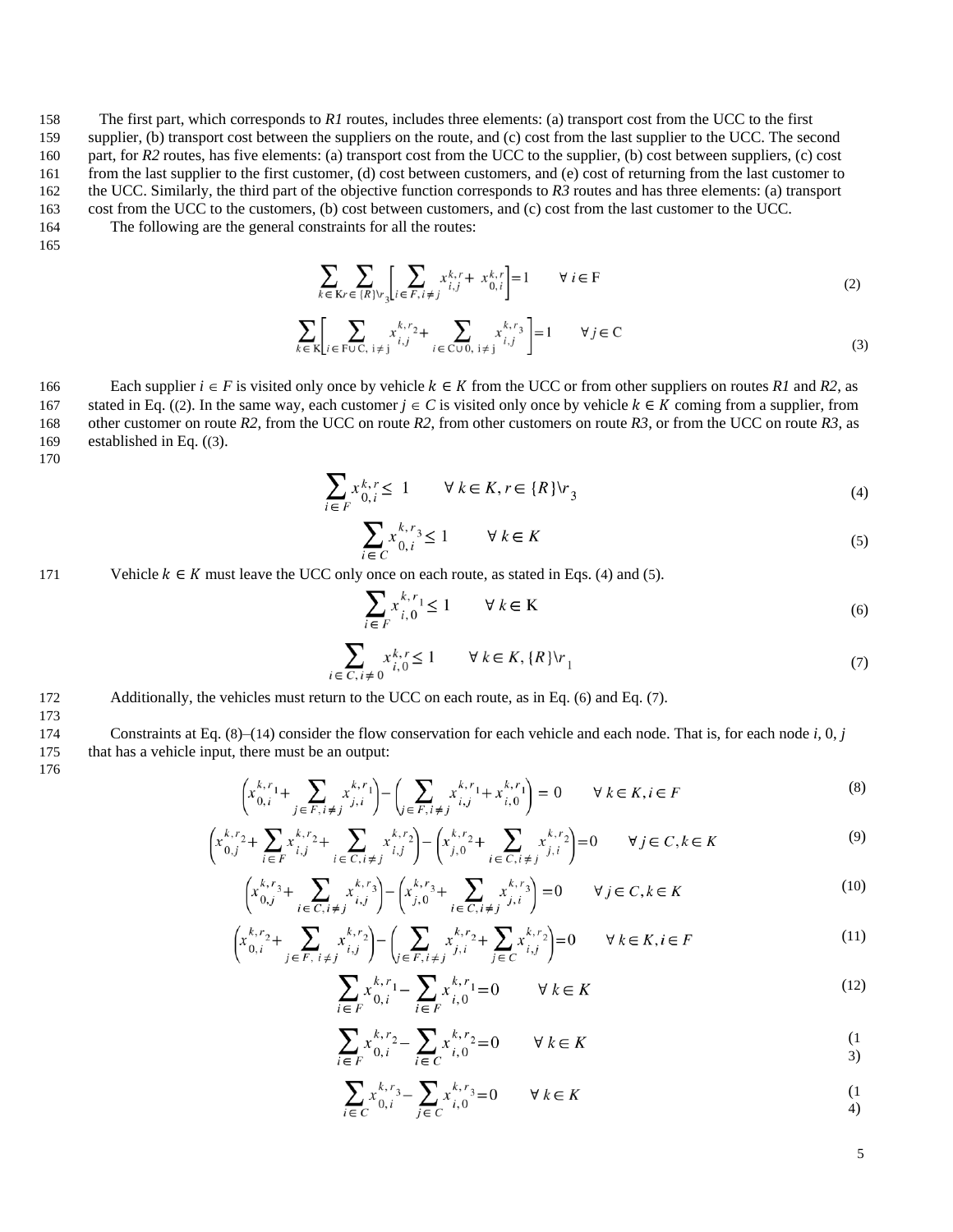The first part, which corresponds to *R1* routes, includes three elements: (a) transport cost from the UCC to the first supplier, (b) transport cost between the suppliers on the route, and (c) cost from the last supplier to the UCC. The second part, for *R2* routes, has five elements: (a) transport cost from the UCC to the supplier, (b) cost between suppliers, (c) cost from the last supplier to the first customer, (d) cost between customers, and (e) cost of returning from the last customer to the UCC. Similarly, the third part of the objective function corresponds to *R3* routes and has three elements: (a) transport cost from the UCC to the customers, (b) cost between customers, and (c) cost from the last customer to the UCC.

The following are the general constraints for all the routes:

$$\sum_{k \in K} \sum_{r \in \{R\} \backslash r_3} \left[ \sum_{i \in F, i \neq j} x_{i,j}^{k,r} + x_{0,i}^{k,r} \right] = 1 \qquad \forall\, i \in F \tag{2}$$

$$\sum_{k \in K} \left[ \sum_{i \in F \cup C,\ i \neq j} x_{i,j}^{k,r_2} + \sum_{i \in C \cup 0,\ i \neq j} x_{i,j}^{k,r_3} \right] = 1 \qquad \forall\, j \in C \tag{3}$$

Each supplier $i \in F$ is visited only once by vehicle $k \in K$ from the UCC or from other suppliers on routes *R1* and *R2*, as stated in Eq. ((2). In the same way, each customer $j \in C$ is visited only once by vehicle $k \in K$ coming from a supplier, from other customer on route *R2*, from the UCC on route *R2*, from other customers on route *R3*, or from the UCC on route *R3*, as established in Eq. ((3).

$$\sum_{i \in F} x_{0,i}^{k,r} \leq 1 \qquad \forall\, k \in K, r \in \{R\} \backslash r_3 \tag{4}$$

$$\sum_{i \in C} x_{0,i}^{k,r_3} \leq 1 \qquad \forall\, k \in K \tag{5}$$

Vehicle $k \in K$ must leave the UCC only once on each route, as stated in Eqs. (4) and (5).

$$\sum_{i \in F} x_{i,0}^{k,r_1} \leq 1 \qquad \forall\, k \in K \tag{6}$$

$$\sum_{i \in C, i \neq 0} x_{i,0}^{k,r} \leq 1 \qquad \forall\, k \in K, \{R\} \backslash r_1 \tag{7}$$

Additionally, the vehicles must return to the UCC on each route, as in Eq. (6) and Eq. (7).

Constraints at Eq. (8)–(14) consider the flow conservation for each vehicle and each node. That is, for each node $i$, 0, $j$ that has a vehicle input, there must be an output:

$$\left( x_{0,i}^{k,r_1} + \sum_{j \in F, i \neq j} x_{j,i}^{k,r_1} \right) - \left( \sum_{j \in F, i \neq j} x_{i,j}^{k,r_1} + x_{i,0}^{k,r_1} \right) = 0 \qquad \forall\, k \in K, i \in F \tag{8}$$

$$\left( x_{0,j}^{k,r_2} + \sum_{i \in F} x_{i,j}^{k,r_2} + \sum_{i \in C, i \neq j} x_{i,j}^{k,r_2} \right) - \left( x_{j,0}^{k,r_2} + \sum_{i \in C, i \neq j} x_{j,i}^{k,r_2} \right) = 0 \qquad \forall\, j \in C, k \in K \tag{9}$$

$$\left( x_{0,j}^{k,r_3} + \sum_{i \in C, i \neq j} x_{i,j}^{k,r_3} \right) - \left( x_{j,0}^{k,r_3} + \sum_{i \in C, i \neq j} x_{j,i}^{k,r_3} \right) = 0 \qquad \forall\, j \in C, k \in K \tag{10}$$

$$\left( x_{0,i}^{k,r_2} + \sum_{j \in F,\ i \neq j} x_{i,j}^{k,r_2} \right) - \left( \sum_{j \in F, i \neq j} x_{j,i}^{k,r_2} + \sum_{j \in C} x_{i,j}^{k,r_2} \right) = 0 \qquad \forall\, k \in K, i \in F \tag{11}$$

$$\sum_{i \in F} x_{0,i}^{k,r_1} - \sum_{i \in F} x_{i,0}^{k,r_1} = 0 \qquad \forall\, k \in K \tag{12}$$

$$\sum_{i \in F} x_{0,i}^{k,r_2} - \sum_{i \in C} x_{i,0}^{k,r_2} = 0 \qquad \forall\, k \in K \tag{13}$$

$$\sum_{i \in C} x_{0,i}^{k,r_3} - \sum_{j \in C} x_{i,0}^{k,r_3} = 0 \qquad \forall\, k \in K \tag{14}$$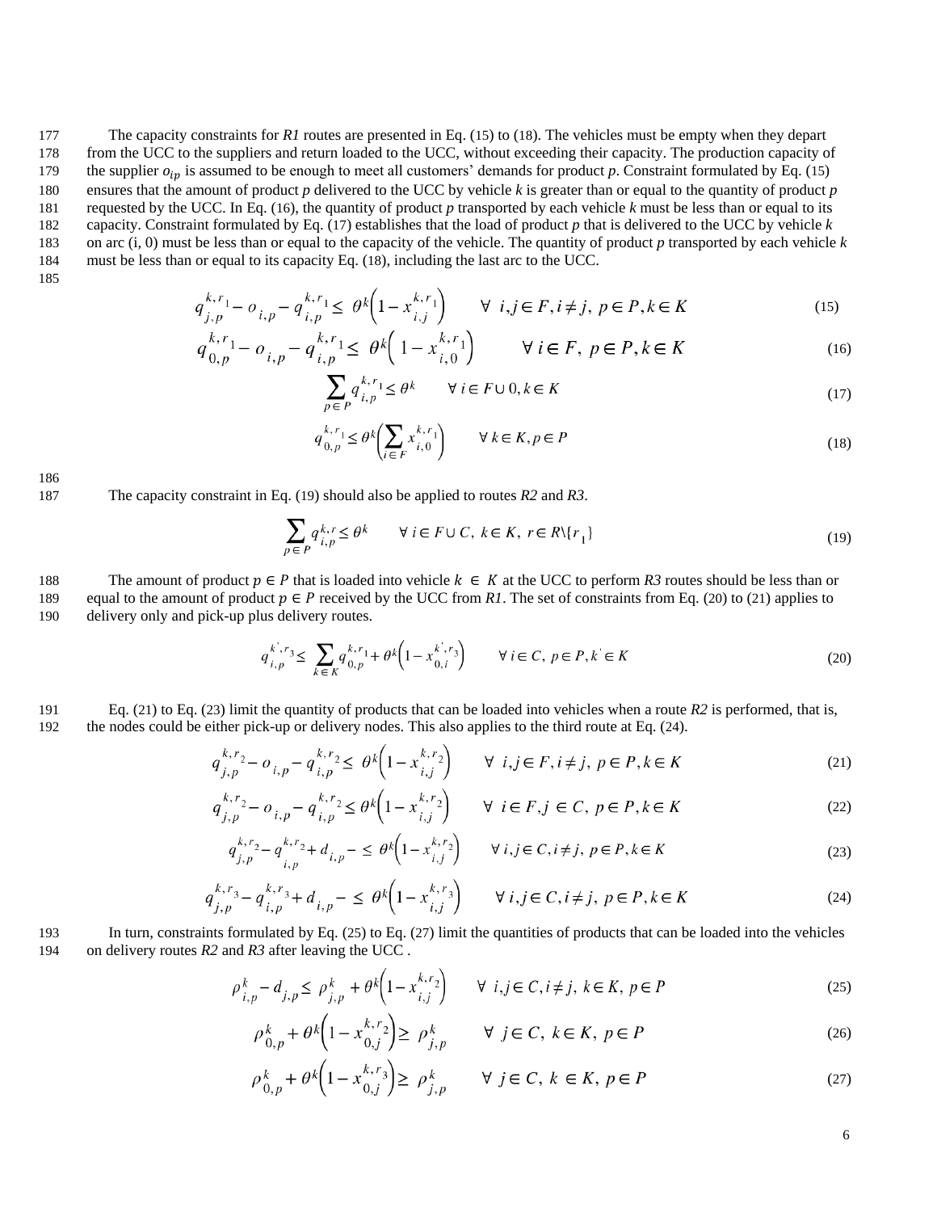The capacity constraints for *R1* routes are presented in Eq. (15) to (18). The vehicles must be empty when they depart from the UCC to the suppliers and return loaded to the UCC, without exceeding their capacity. The production capacity of the supplier $o_{ip}$ is assumed to be enough to meet all customers' demands for product *p*. Constraint formulated by Eq. (15) ensures that the amount of product *p* delivered to the UCC by vehicle *k* is greater than or equal to the quantity of product *p* requested by the UCC. In Eq. (16), the quantity of product *p* transported by each vehicle *k* must be less than or equal to its capacity. Constraint formulated by Eq. (17) establishes that the load of product *p* that is delivered to the UCC by vehicle *k* on arc (i, 0) must be less than or equal to the capacity of the vehicle. The quantity of product *p* transported by each vehicle *k* must be less than or equal to its capacity Eq. (18), including the last arc to the UCC.

$$q_{j,p}^{k,r_1} - o_{i,p} - q_{i,p}^{k,r_1} \leq \theta^k\left(1 - x_{i,j}^{k,r_1}\right) \qquad \forall\ i,j \in F, i \neq j,\ p \in P, k \in K \tag{15}$$

$$q_{0,p}^{k,r_1} - o_{i,p} - q_{i,p}^{k,r_1} \leq \theta^k\left(1 - x_{i,0}^{k,r_1}\right) \qquad \forall\ i \in F,\ p \in P, k \in K \tag{16}$$

$$\sum_{p \in P} q_{i,p}^{k,r_1} \leq \theta^k \qquad \forall\ i \in F \cup 0, k \in K \tag{17}$$

$$q_{0,p}^{k,r_1} \leq \theta^k\left(\sum_{i \in F} x_{i,0}^{k,r_1}\right) \qquad \forall\ k \in K, p \in P \tag{18}$$

The capacity constraint in Eq. (19) should also be applied to routes *R2* and *R3*.

$$\sum_{p \in P} q_{i,p}^{k,r} \leq \theta^k \qquad \forall\ i \in F \cup C,\ k \in K,\ r \in R \backslash \{r_1\} \tag{19}$$

The amount of product $p \in P$ that is loaded into vehicle $k \in K$ at the UCC to perform *R3* routes should be less than or equal to the amount of product $p \in P$ received by the UCC from *R1*. The set of constraints from Eq. (20) to (21) applies to delivery only and pick-up plus delivery routes.

$$q_{i,p}^{k',r_3} \leq \sum_{k \in K} q_{0,p}^{k,r_1} + \theta^k\left(1 - x_{0,i}^{k',r_3}\right) \qquad \forall\ i \in C,\ p \in P, k' \in K \tag{20}$$

Eq. (21) to Eq. (23) limit the quantity of products that can be loaded into vehicles when a route *R2* is performed, that is, the nodes could be either pick-up or delivery nodes. This also applies to the third route at Eq. (24).

$$q_{j,p}^{k,r_2} - o_{i,p} - q_{i,p}^{k,r_2} \leq \theta^k\left(1 - x_{i,j}^{k,r_2}\right) \qquad \forall\ i,j \in F, i \neq j,\ p \in P, k \in K \tag{21}$$

$$q_{j,p}^{k,r_2} - o_{i,p} - q_{i,p}^{k,r_2} \leq \theta^k\left(1 - x_{i,j}^{k,r_2}\right) \qquad \forall\ i \in F, j \in C,\ p \in P, k \in K \tag{22}$$

$$q_{j,p}^{k,r_2} - q_{i,p}^{k,r_2} + d_{i,p} - \leq \theta^k\left(1 - x_{i,j}^{k,r_2}\right) \qquad \forall\ i,j \in C, i \neq j,\ p \in P, k \in K \tag{23}$$

$$q_{j,p}^{k,r_3} - q_{i,p}^{k,r_3} + d_{i,p} - \leq \theta^k\left(1 - x_{i,j}^{k,r_3}\right) \qquad \forall\ i,j \in C, i \neq j,\ p \in P, k \in K \tag{24}$$

In turn, constraints formulated by Eq. (25) to Eq. (27) limit the quantities of products that can be loaded into the vehicles on delivery routes *R2* and *R3* after leaving the UCC .

$$\rho_{i,p}^k - d_{j,p} \leq \rho_{j,p}^k + \theta^k\left(1 - x_{i,j}^{k,r_2}\right) \qquad \forall\ i,j \in C, i \neq j,\ k \in K,\ p \in P \tag{25}$$

$$\rho_{0,p}^k + \theta^k\left(1 - x_{0,j}^{k,r_2}\right) \geq \rho_{j,p}^k \qquad \forall\ j \in C,\ k \in K,\ p \in P \tag{26}$$

$$\rho_{0,p}^k + \theta^k\left(1 - x_{0,j}^{k,r_3}\right) \geq \rho_{j,p}^k \qquad \forall\ j \in C,\ k \in K,\ p \in P \tag{27}$$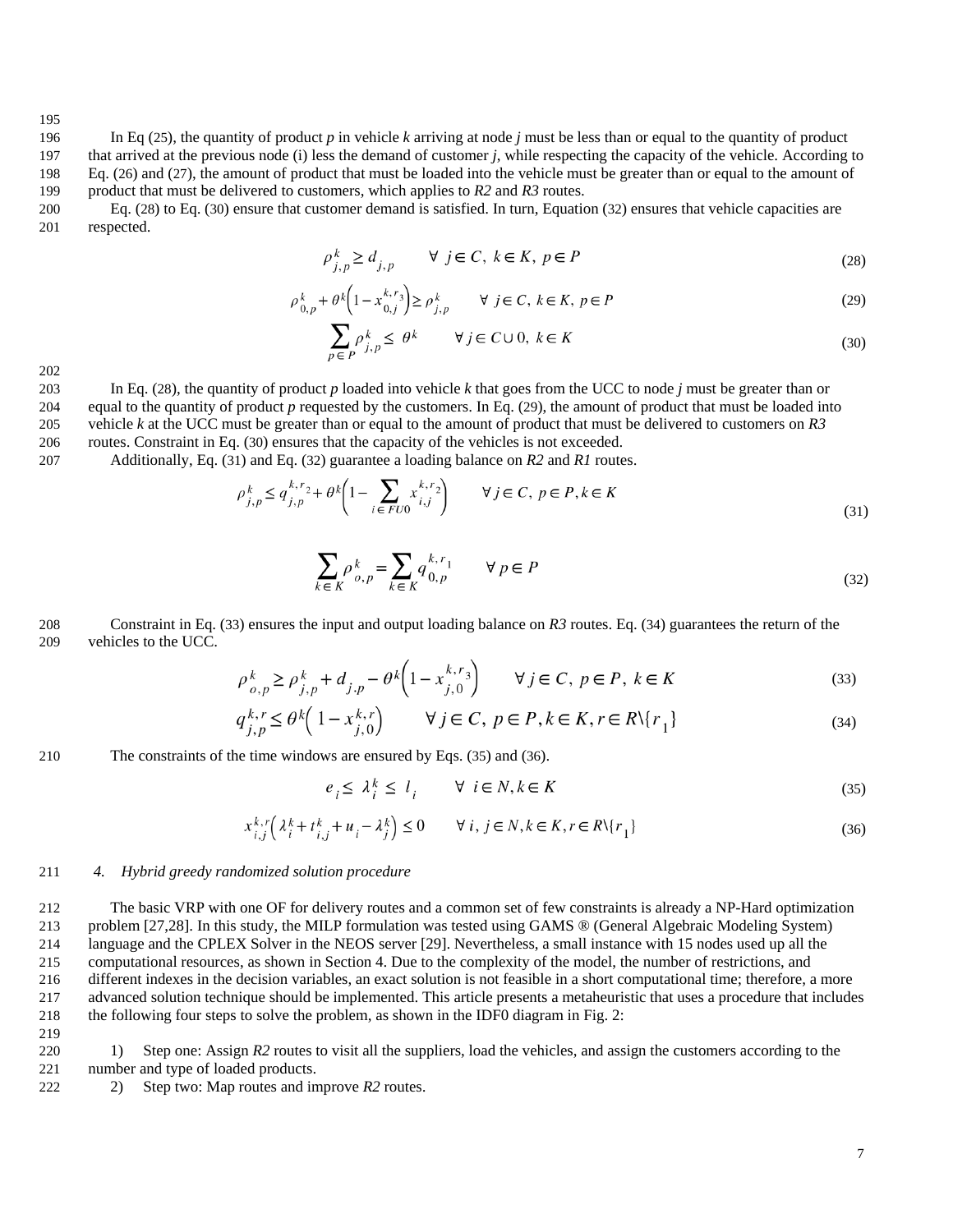In Eq (25), the quantity of product $p$ in vehicle $k$ arriving at node $j$ must be less than or equal to the quantity of product that arrived at the previous node (i) less the demand of customer $j$, while respecting the capacity of the vehicle. According to Eq. (26) and (27), the amount of product that must be loaded into the vehicle must be greater than or equal to the amount of product that must be delivered to customers, which applies to *R2* and *R3* routes.

Eq. (28) to Eq. (30) ensure that customer demand is satisfied. In turn, Equation (32) ensures that vehicle capacities are respected.

$$\rho^{k}_{j,p} \geq d_{j,p} \qquad \forall \ j \in C, \ k \in K, \ p \in P \tag{28}$$

$$\rho^{k}_{0,p} + \theta^{k}\left(1 - x^{k,r_3}_{0,j}\right) \geq \rho^{k}_{j,p} \qquad \forall \ j \in C, \ k \in K, \ p \in P \tag{29}$$

$$\sum_{p \in P} \rho^{k}_{j,p} \leq \theta^{k} \qquad \forall \, j \in C \cup 0, \ k \in K \tag{30}$$

In Eq. (28), the quantity of product $p$ loaded into vehicle $k$ that goes from the UCC to node $j$ must be greater than or equal to the quantity of product $p$ requested by the customers. In Eq. (29), the amount of product that must be loaded into vehicle $k$ at the UCC must be greater than or equal to the amount of product that must be delivered to customers on *R3* routes. Constraint in Eq. (30) ensures that the capacity of the vehicles is not exceeded.

Additionally, Eq. (31) and Eq. (32) guarantee a loading balance on *R2* and *R1* routes.

$$\rho^{k}_{j,p} \leq q^{k,r_2}_{j,p} + \theta^{k}\left(1 - \sum_{i \in FU0} x^{k,r_2}_{i,j}\right) \qquad \forall \, j \in C, \ p \in P, k \in K \tag{31}$$

$$\sum_{k \in K} \rho^{k}_{o,p} = \sum_{k \in K} q^{k,r_1}_{0,p} \qquad \forall \, p \in P \tag{32}$$

Constraint in Eq. (33) ensures the input and output loading balance on *R3* routes. Eq. (34) guarantees the return of the vehicles to the UCC.

$$\rho^{k}_{o,p} \geq \rho^{k}_{j,p} + d_{j,p} - \theta^{k}\left(1 - x^{k,r_3}_{j,0}\right) \qquad \forall \, j \in C, \ p \in P, \ k \in K \tag{33}$$

$$q^{k,r}_{j,p} \leq \theta^{k}\left(1 - x^{k,r}_{j,0}\right) \qquad \forall \, j \in C, \ p \in P, k \in K, r \in R \backslash \{r_1\} \tag{34}$$

The constraints of the time windows are ensured by Eqs. (35) and (36).

$$e_i \leq \lambda^{k}_{i} \leq l_i \qquad \forall \ i \in N, k \in K \tag{35}$$

$$x^{k,r}_{i,j}\left(\lambda^{k}_{i} + t^{k}_{i,j} + u_i - \lambda^{k}_{j}\right) \leq 0 \qquad \forall \, i, \, j \in N, k \in K, r \in R \backslash \{r_1\} \tag{36}$$

## 4. Hybrid greedy randomized solution procedure

The basic VRP with one OF for delivery routes and a common set of few constraints is already a NP-Hard optimization problem [27,28]. In this study, the MILP formulation was tested using GAMS ® (General Algebraic Modeling System) language and the CPLEX Solver in the NEOS server [29]. Nevertheless, a small instance with 15 nodes used up all the computational resources, as shown in Section 4. Due to the complexity of the model, the number of restrictions, and different indexes in the decision variables, an exact solution is not feasible in a short computational time; therefore, a more advanced solution technique should be implemented. This article presents a metaheuristic that uses a procedure that includes the following four steps to solve the problem, as shown in the IDF0 diagram in Fig. 2:

1) Step one: Assign *R2* routes to visit all the suppliers, load the vehicles, and assign the customers according to the number and type of loaded products.
2) Step two: Map routes and improve *R2* routes.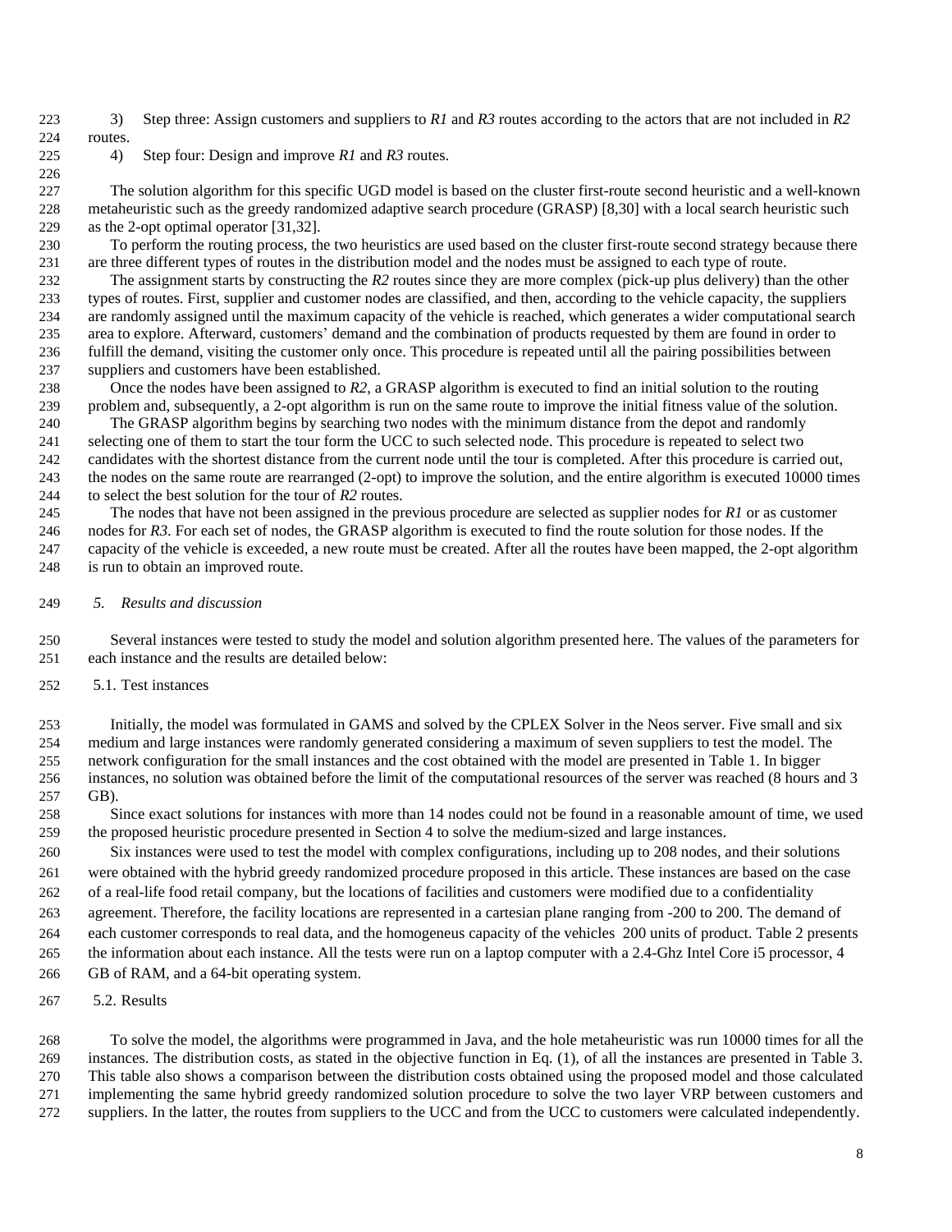3) Step three: Assign customers and suppliers to *R1* and *R3* routes according to the actors that are not included in *R2* routes.

4) Step four: Design and improve *R1* and *R3* routes.

The solution algorithm for this specific UGD model is based on the cluster first-route second heuristic and a well-known metaheuristic such as the greedy randomized adaptive search procedure (GRASP) [8,30] with a local search heuristic such as the 2-opt optimal operator [31,32].

To perform the routing process, the two heuristics are used based on the cluster first-route second strategy because there are three different types of routes in the distribution model and the nodes must be assigned to each type of route.

The assignment starts by constructing the *R2* routes since they are more complex (pick-up plus delivery) than the other types of routes. First, supplier and customer nodes are classified, and then, according to the vehicle capacity, the suppliers are randomly assigned until the maximum capacity of the vehicle is reached, which generates a wider computational search area to explore. Afterward, customers' demand and the combination of products requested by them are found in order to fulfill the demand, visiting the customer only once. This procedure is repeated until all the pairing possibilities between suppliers and customers have been established.

Once the nodes have been assigned to *R2*, a GRASP algorithm is executed to find an initial solution to the routing problem and, subsequently, a 2-opt algorithm is run on the same route to improve the initial fitness value of the solution.

The GRASP algorithm begins by searching two nodes with the minimum distance from the depot and randomly selecting one of them to start the tour form the UCC to such selected node. This procedure is repeated to select two candidates with the shortest distance from the current node until the tour is completed. After this procedure is carried out, the nodes on the same route are rearranged (2-opt) to improve the solution, and the entire algorithm is executed 10000 times to select the best solution for the tour of *R2* routes.

The nodes that have not been assigned in the previous procedure are selected as supplier nodes for *R1* or as customer nodes for *R3*. For each set of nodes, the GRASP algorithm is executed to find the route solution for those nodes. If the capacity of the vehicle is exceeded, a new route must be created. After all the routes have been mapped, the 2-opt algorithm is run to obtain an improved route.

## *5. Results and discussion*

Several instances were tested to study the model and solution algorithm presented here. The values of the parameters for each instance and the results are detailed below:

### 5.1. Test instances

Initially, the model was formulated in GAMS and solved by the CPLEX Solver in the Neos server. Five small and six medium and large instances were randomly generated considering a maximum of seven suppliers to test the model. The network configuration for the small instances and the cost obtained with the model are presented in Table 1. In bigger instances, no solution was obtained before the limit of the computational resources of the server was reached (8 hours and 3 GB).

Since exact solutions for instances with more than 14 nodes could not be found in a reasonable amount of time, we used the proposed heuristic procedure presented in Section 4 to solve the medium-sized and large instances.

Six instances were used to test the model with complex configurations, including up to 208 nodes, and their solutions were obtained with the hybrid greedy randomized procedure proposed in this article. These instances are based on the case of a real-life food retail company, but the locations of facilities and customers were modified due to a confidentiality agreement. Therefore, the facility locations are represented in a cartesian plane ranging from -200 to 200. The demand of each customer corresponds to real data, and the homogeneus capacity of the vehicles 200 units of product. Table 2 presents the information about each instance. All the tests were run on a laptop computer with a 2.4-Ghz Intel Core i5 processor, 4 GB of RAM, and a 64-bit operating system.

### 5.2. Results

To solve the model, the algorithms were programmed in Java, and the hole metaheuristic was run 10000 times for all the instances. The distribution costs, as stated in the objective function in Eq. (1), of all the instances are presented in Table 3. This table also shows a comparison between the distribution costs obtained using the proposed model and those calculated implementing the same hybrid greedy randomized solution procedure to solve the two layer VRP between customers and suppliers. In the latter, the routes from suppliers to the UCC and from the UCC to customers were calculated independently.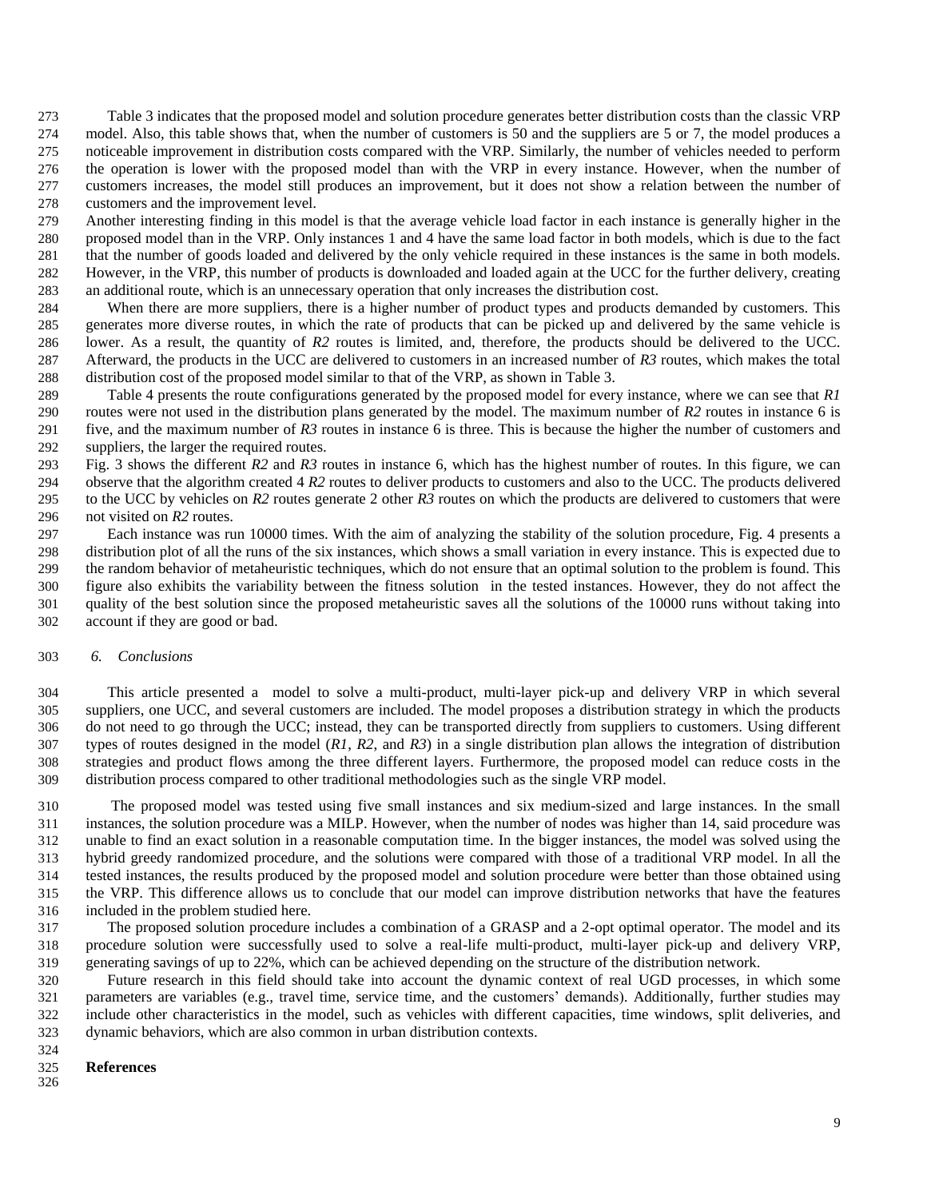Table 3 indicates that the proposed model and solution procedure generates better distribution costs than the classic VRP model. Also, this table shows that, when the number of customers is 50 and the suppliers are 5 or 7, the model produces a noticeable improvement in distribution costs compared with the VRP. Similarly, the number of vehicles needed to perform the operation is lower with the proposed model than with the VRP in every instance. However, when the number of customers increases, the model still produces an improvement, but it does not show a relation between the number of customers and the improvement level.

Another interesting finding in this model is that the average vehicle load factor in each instance is generally higher in the proposed model than in the VRP. Only instances 1 and 4 have the same load factor in both models, which is due to the fact that the number of goods loaded and delivered by the only vehicle required in these instances is the same in both models. However, in the VRP, this number of products is downloaded and loaded again at the UCC for the further delivery, creating an additional route, which is an unnecessary operation that only increases the distribution cost.

When there are more suppliers, there is a higher number of product types and products demanded by customers. This generates more diverse routes, in which the rate of products that can be picked up and delivered by the same vehicle is lower. As a result, the quantity of *R2* routes is limited, and, therefore, the products should be delivered to the UCC. Afterward, the products in the UCC are delivered to customers in an increased number of *R3* routes, which makes the total distribution cost of the proposed model similar to that of the VRP, as shown in Table 3.

Table 4 presents the route configurations generated by the proposed model for every instance, where we can see that *R1* routes were not used in the distribution plans generated by the model. The maximum number of *R2* routes in instance 6 is five, and the maximum number of *R3* routes in instance 6 is three. This is because the higher the number of customers and suppliers, the larger the required routes.

Fig. 3 shows the different *R2* and *R3* routes in instance 6, which has the highest number of routes. In this figure, we can observe that the algorithm created 4 *R2* routes to deliver products to customers and also to the UCC. The products delivered to the UCC by vehicles on *R2* routes generate 2 other *R3* routes on which the products are delivered to customers that were not visited on *R2* routes.

Each instance was run 10000 times. With the aim of analyzing the stability of the solution procedure, Fig. 4 presents a distribution plot of all the runs of the six instances, which shows a small variation in every instance. This is expected due to the random behavior of metaheuristic techniques, which do not ensure that an optimal solution to the problem is found. This figure also exhibits the variability between the fitness solution in the tested instances. However, they do not affect the quality of the best solution since the proposed metaheuristic saves all the solutions of the 10000 runs without taking into account if they are good or bad.

## 6. Conclusions

This article presented a model to solve a multi-product, multi-layer pick-up and delivery VRP in which several suppliers, one UCC, and several customers are included. The model proposes a distribution strategy in which the products do not need to go through the UCC; instead, they can be transported directly from suppliers to customers. Using different types of routes designed in the model (*R1*, *R2*, and *R3*) in a single distribution plan allows the integration of distribution strategies and product flows among the three different layers. Furthermore, the proposed model can reduce costs in the distribution process compared to other traditional methodologies such as the single VRP model.

The proposed model was tested using five small instances and six medium-sized and large instances. In the small instances, the solution procedure was a MILP. However, when the number of nodes was higher than 14, said procedure was unable to find an exact solution in a reasonable computation time. In the bigger instances, the model was solved using the hybrid greedy randomized procedure, and the solutions were compared with those of a traditional VRP model. In all the tested instances, the results produced by the proposed model and solution procedure were better than those obtained using the VRP. This difference allows us to conclude that our model can improve distribution networks that have the features included in the problem studied here.

The proposed solution procedure includes a combination of a GRASP and a 2-opt optimal operator. The model and its procedure solution were successfully used to solve a real-life multi-product, multi-layer pick-up and delivery VRP, generating savings of up to 22%, which can be achieved depending on the structure of the distribution network.

Future research in this field should take into account the dynamic context of real UGD processes, in which some parameters are variables (e.g., travel time, service time, and the customers' demands). Additionally, further studies may include other characteristics in the model, such as vehicles with different capacities, time windows, split deliveries, and dynamic behaviors, which are also common in urban distribution contexts.

**References**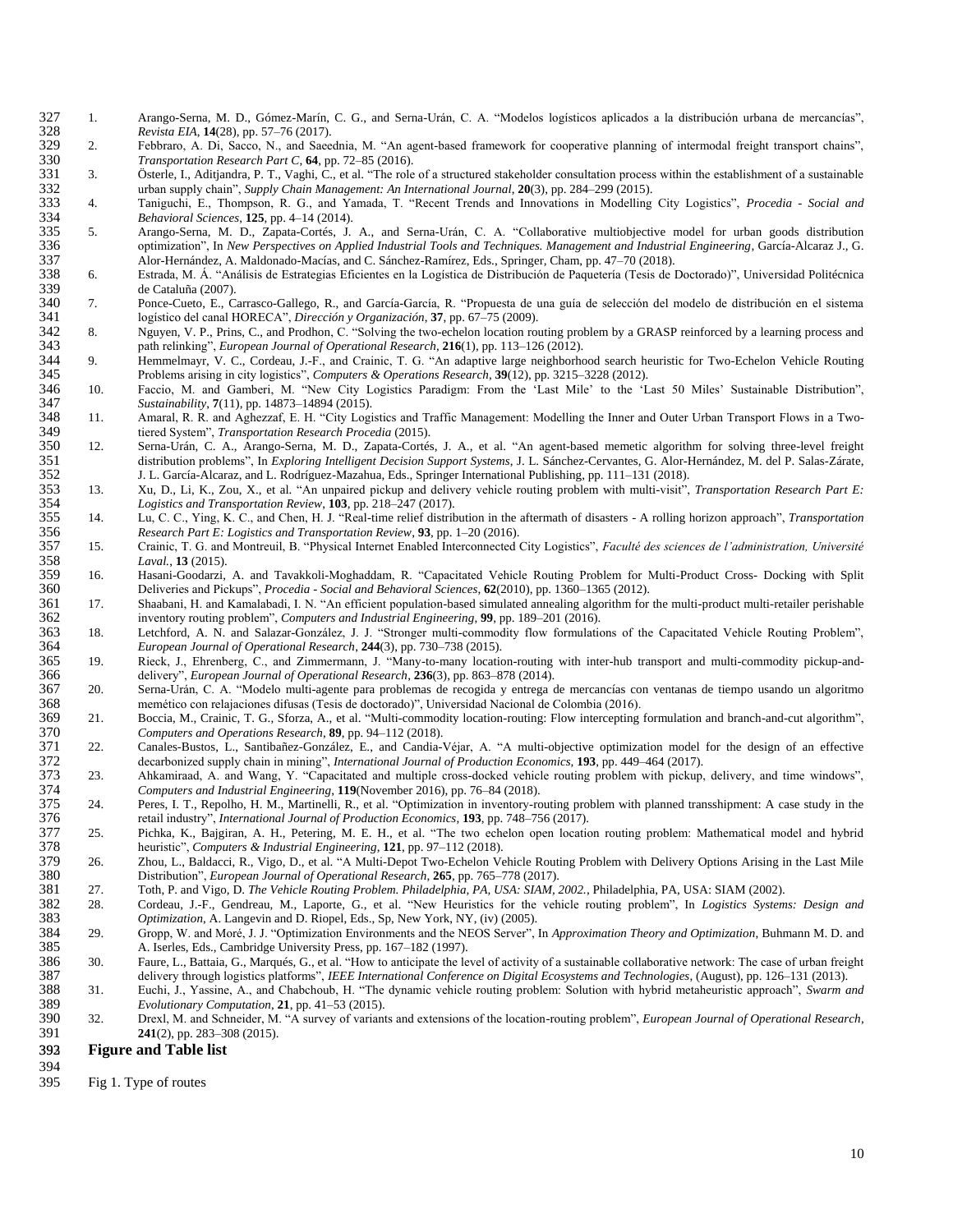1. Arango-Serna, M. D., Gómez-Marín, C. G., and Serna-Urán, C. A. "Modelos logísticos aplicados a la distribución urbana de mercancías", *Revista EIA*, **14**(28), pp. 57–76 (2017).
2. Febbraro, A. Di, Sacco, N., and Saeednia, M. "An agent-based framework for cooperative planning of intermodal freight transport chains", *Transportation Research Part C*, **64**, pp. 72–85 (2016).
3. Österle, I., Aditjandra, P. T., Vaghi, C., et al. "The role of a structured stakeholder consultation process within the establishment of a sustainable urban supply chain", *Supply Chain Management: An International Journal*, **20**(3), pp. 284–299 (2015).
4. Taniguchi, E., Thompson, R. G., and Yamada, T. "Recent Trends and Innovations in Modelling City Logistics", *Procedia - Social and Behavioral Sciences*, **125**, pp. 4–14 (2014).
5. Arango-Serna, M. D., Zapata-Cortés, J. A., and Serna-Urán, C. A. "Collaborative multiobjective model for urban goods distribution optimization", In *New Perspectives on Applied Industrial Tools and Techniques. Management and Industrial Engineering*, García-Alcaraz J., G. Alor-Hernández, A. Maldonado-Macías, and C. Sánchez-Ramírez, Eds., Springer, Cham, pp. 47–70 (2018).
6. Estrada, M. Á. "Análisis de Estrategias Eficientes en la Logística de Distribución de Paquetería (Tesis de Doctorado)", Universidad Politécnica de Cataluña (2007).
7. Ponce-Cueto, E., Carrasco-Gallego, R., and García-García, R. "Propuesta de una guía de selección del modelo de distribución en el sistema logístico del canal HORECA", *Dirección y Organización*, **37**, pp. 67–75 (2009).
8. Nguyen, V. P., Prins, C., and Prodhon, C. "Solving the two-echelon location routing problem by a GRASP reinforced by a learning process and path relinking", *European Journal of Operational Research*, **216**(1), pp. 113–126 (2012).
9. Hemmelmayr, V. C., Cordeau, J.-F., and Crainic, T. G. "An adaptive large neighborhood search heuristic for Two-Echelon Vehicle Routing Problems arising in city logistics", *Computers & Operations Research*, **39**(12), pp. 3215–3228 (2012).
10. Faccio, M. and Gamberi, M. "New City Logistics Paradigm: From the 'Last Mile' to the 'Last 50 Miles' Sustainable Distribution", *Sustainability*, **7**(11), pp. 14873–14894 (2015).
11. Amaral, R. R. and Aghezzaf, E. H. "City Logistics and Traffic Management: Modelling the Inner and Outer Urban Transport Flows in a Two-tiered System", *Transportation Research Procedia* (2015).
12. Serna-Urán, C. A., Arango-Serna, M. D., Zapata-Cortés, J. A., et al. "An agent-based memetic algorithm for solving three-level freight distribution problems", In *Exploring Intelligent Decision Support Systems*, J. L. Sánchez-Cervantes, G. Alor-Hernández, M. del P. Salas-Zárate, J. L. García-Alcaraz, and L. Rodríguez-Mazahua, Eds., Springer International Publishing, pp. 111–131 (2018).
13. Xu, D., Li, K., Zou, X., et al. "An unpaired pickup and delivery vehicle routing problem with multi-visit", *Transportation Research Part E: Logistics and Transportation Review*, **103**, pp. 218–247 (2017).
14. Lu, C. C., Ying, K. C., and Chen, H. J. "Real-time relief distribution in the aftermath of disasters - A rolling horizon approach", *Transportation Research Part E: Logistics and Transportation Review*, **93**, pp. 1–20 (2016).
15. Crainic, T. G. and Montreuil, B. "Physical Internet Enabled Interconnected City Logistics", *Faculté des sciences de l'administration, Université Laval.*, **13** (2015).
16. Hasani-Goodarzi, A. and Tavakkoli-Moghaddam, R. "Capacitated Vehicle Routing Problem for Multi-Product Cross- Docking with Split Deliveries and Pickups", *Procedia - Social and Behavioral Sciences*, **62**(2010), pp. 1360–1365 (2012).
17. Shaabani, H. and Kamalabadi, I. N. "An efficient population-based simulated annealing algorithm for the multi-product multi-retailer perishable inventory routing problem", *Computers and Industrial Engineering*, **99**, pp. 189–201 (2016).
18. Letchford, A. N. and Salazar-González, J. J. "Stronger multi-commodity flow formulations of the Capacitated Vehicle Routing Problem", *European Journal of Operational Research*, **244**(3), pp. 730–738 (2015).
19. Rieck, J., Ehrenberg, C., and Zimmermann, J. "Many-to-many location-routing with inter-hub transport and multi-commodity pickup-and-delivery", *European Journal of Operational Research*, **236**(3), pp. 863–878 (2014).
20. Serna-Urán, C. A. "Modelo multi-agente para problemas de recogida y entrega de mercancías con ventanas de tiempo usando un algoritmo memético con relajaciones difusas (Tesis de doctorado)", Universidad Nacional de Colombia (2016).
21. Boccia, M., Crainic, T. G., Sforza, A., et al. "Multi-commodity location-routing: Flow intercepting formulation and branch-and-cut algorithm", *Computers and Operations Research*, **89**, pp. 94–112 (2018).
22. Canales-Bustos, L., Santibañez-González, E., and Candia-Véjar, A. "A multi-objective optimization model for the design of an effective decarbonized supply chain in mining", *International Journal of Production Economics*, **193**, pp. 449–464 (2017).
23. Ahkamiraad, A. and Wang, Y. "Capacitated and multiple cross-docked vehicle routing problem with pickup, delivery, and time windows", *Computers and Industrial Engineering*, **119**(November 2016), pp. 76–84 (2018).
24. Peres, I. T., Repolho, H. M., Martinelli, R., et al. "Optimization in inventory-routing problem with planned transshipment: A case study in the retail industry", *International Journal of Production Economics*, **193**, pp. 748–756 (2017).
25. Pichka, K., Bajgiran, A. H., Petering, M. E. H., et al. "The two echelon open location routing problem: Mathematical model and hybrid heuristic", *Computers & Industrial Engineering*, **121**, pp. 97–112 (2018).
26. Zhou, L., Baldacci, R., Vigo, D., et al. "A Multi-Depot Two-Echelon Vehicle Routing Problem with Delivery Options Arising in the Last Mile Distribution", *European Journal of Operational Research*, **265**, pp. 765–778 (2017).
27. Toth, P. and Vigo, D. *The Vehicle Routing Problem. Philadelphia, PA, USA: SIAM, 2002.*, Philadelphia, PA, USA: SIAM (2002).
28. Cordeau, J.-F., Gendreau, M., Laporte, G., et al. "New Heuristics for the vehicle routing problem", In *Logistics Systems: Design and Optimization*, A. Langevin and D. Riopel, Eds., Sp, New York, NY, (iv) (2005).
29. Gropp, W. and Moré, J. J. "Optimization Environments and the NEOS Server", In *Approximation Theory and Optimization*, Buhmann M. D. and A. Iserles, Eds., Cambridge University Press, pp. 167–182 (1997).
30. Faure, L., Battaia, G., Marqués, G., et al. "How to anticipate the level of activity of a sustainable collaborative network: The case of urban freight delivery through logistics platforms", *IEEE International Conference on Digital Ecosystems and Technologies*, (August), pp. 126–131 (2013).
31. Euchi, J., Yassine, A., and Chabchoub, H. "The dynamic vehicle routing problem: Solution with hybrid metaheuristic approach", *Swarm and Evolutionary Computation*, **21**, pp. 41–53 (2015).
32. Drexl, M. and Schneider, M. "A survey of variants and extensions of the location-routing problem", *European Journal of Operational Research*, **241**(2), pp. 283–308 (2015).

## Figure and Table list

Fig 1. Type of routes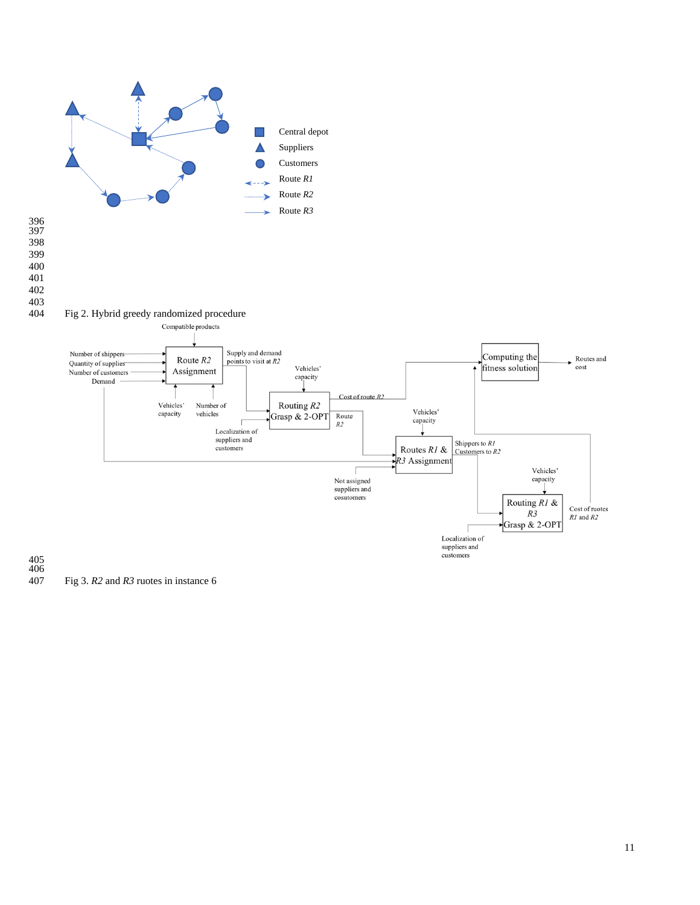Fig 2. Hybrid greedy randomized procedure

Fig 3. *R2* and *R3* ruotes in instance 6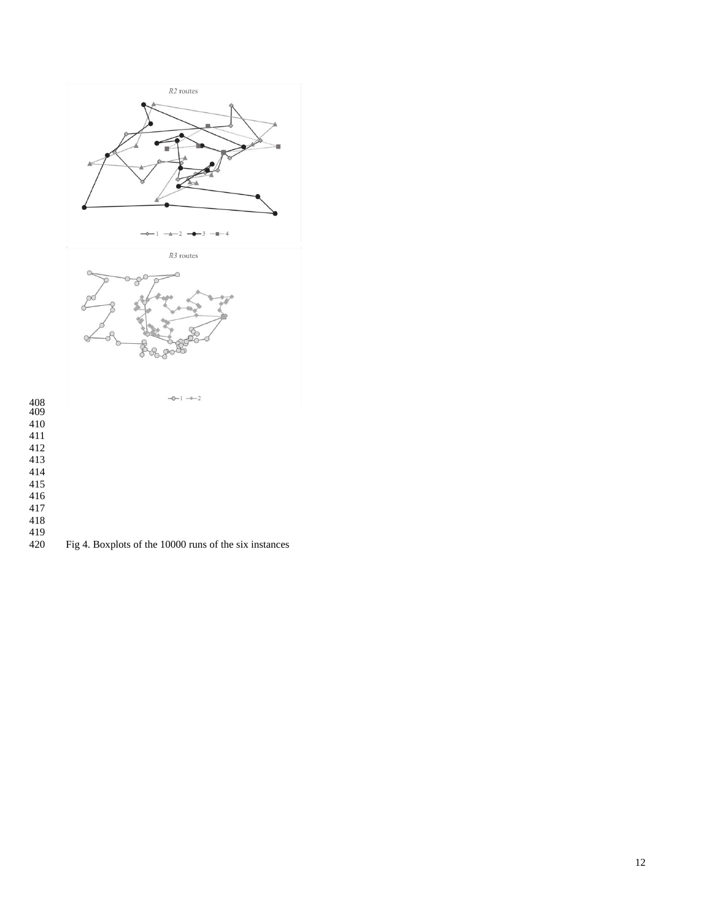Fig 4. Boxplots of the 10000 runs of the six instances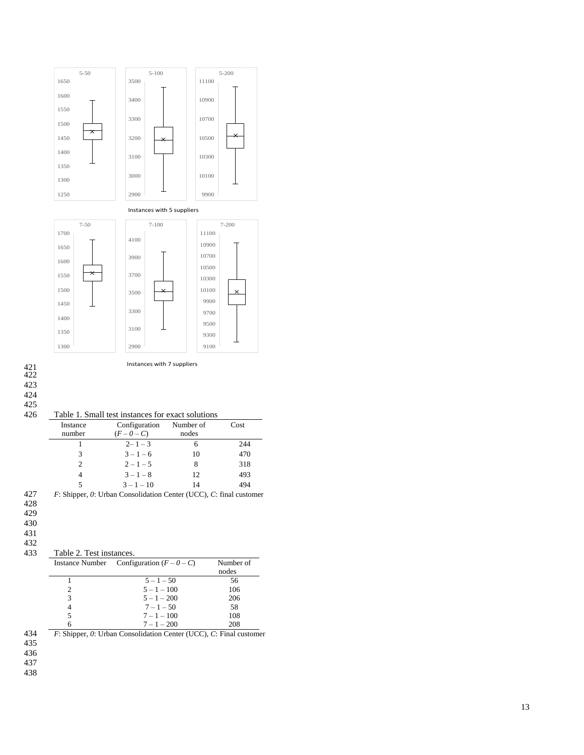Instances with 5 suppliers

Instances with 7 suppliers

Table 1. Small test instances for exact solutions

| Instance number | Configuration $(F - 0 - C)$ | Number of nodes | Cost |
|---|---|---|---|
| 1 | 2– 1 – 3 | 6 | 244 |
| 3 | 3 – 1 – 6 | 10 | 470 |
| 2 | 2 – 1 – 5 | 8 | 318 |
| 4 | 3 – 1 – 8 | 12 | 493 |
| 5 | 3 – 1 – 10 | 14 | 494 |

*F*: Shipper, *0*: Urban Consolidation Center (UCC), *C*: final customer

Table 2. Test instances.

| Instance Number | Configuration $(F - 0 - C)$ | Number of nodes |
|---|---|---|
| 1 | 5 – 1 – 50 | 56 |
| 2 | 5 – 1 – 100 | 106 |
| 3 | 5 – 1 – 200 | 206 |
| 4 | 7 – 1 – 50 | 58 |
| 5 | 7 – 1 – 100 | 108 |
| 6 | 7 – 1 – 200 | 208 |

*F*: Shipper, *0*: Urban Consolidation Center (UCC), *C*: Final customer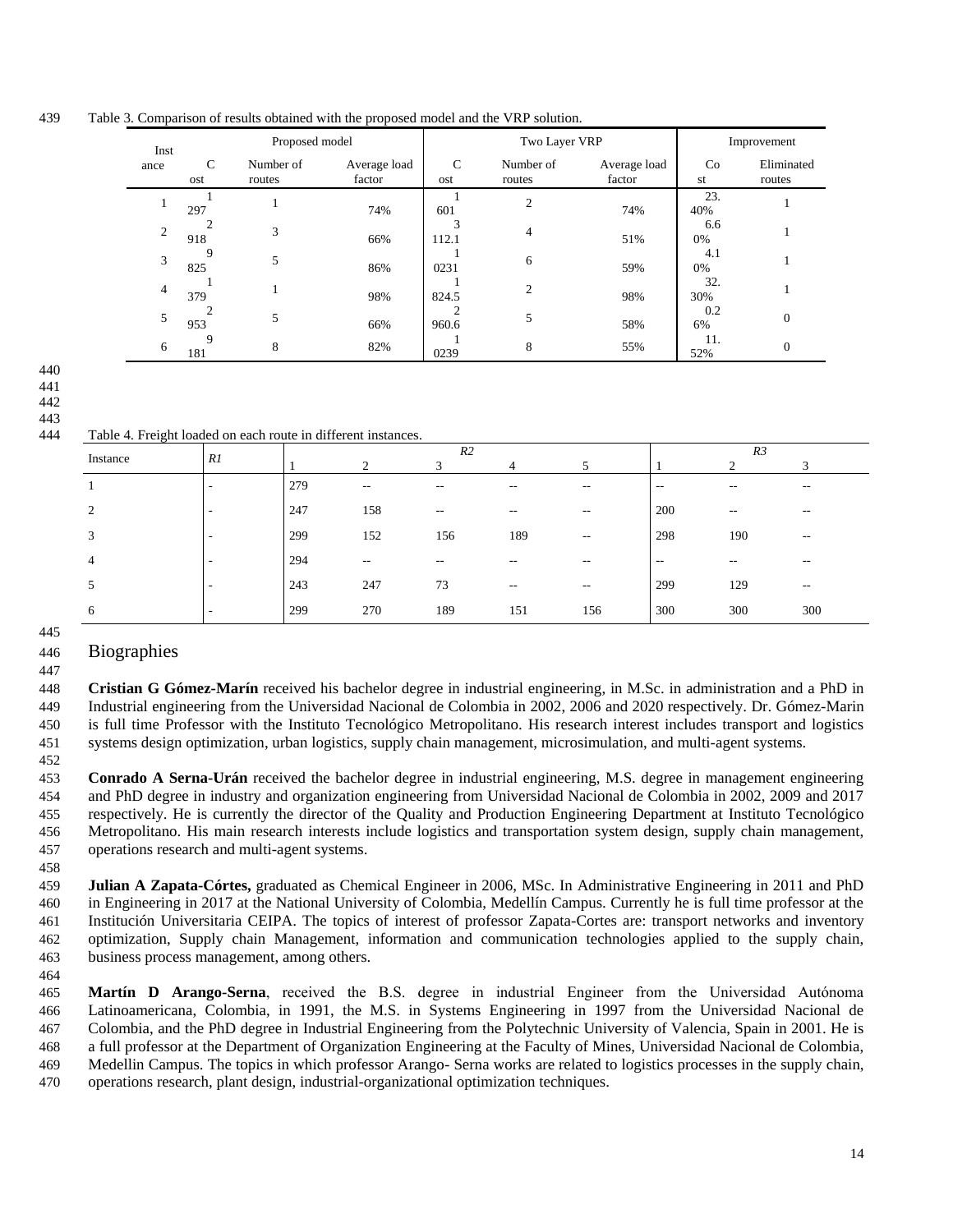Table 3. Comparison of results obtained with the proposed model and the VRP solution.

| Instance | Proposed model | | | Two Layer VRP | | | Improvement | |
|---|---|---|---|---|---|---|---|---|
| | Cost | Number of routes | Average load factor | Cost | Number of routes | Average load factor | Cost | Eliminated routes |
| 1 | 1297 | 1 | 74% | 1601 | 2 | 74% | 23.40% | 1 |
| 2 | 2918 | 3 | 66% | 3112.1 | 4 | 51% | 6.60% | 1 |
| 3 | 9825 | 5 | 86% | 10231 | 6 | 59% | 4.10% | 1 |
| 4 | 1379 | 1 | 98% | 1824.5 | 2 | 98% | 32.30% | 1 |
| 5 | 2953 | 5 | 66% | 2960.6 | 5 | 58% | 0.26% | 0 |
| 6 | 9181 | 8 | 82% | 10239 | 8 | 55% | 11.52% | 0 |

Table 4. Freight loaded on each route in different instances.

| Instance | *R1* | *R2* | | | | | *R3* | | |
|---|---|---|---|---|---|---|---|---|---|
| | | 1 | 2 | 3 | 4 | 5 | 1 | 2 | 3 |
| 1 | - | 279 | -- | -- | -- | -- | -- | -- | -- |
| 2 | - | 247 | 158 | -- | -- | -- | 200 | -- | -- |
| 3 | - | 299 | 152 | 156 | 189 | -- | 298 | 190 | -- |
| 4 | - | 294 | -- | -- | -- | -- | -- | -- | -- |
| 5 | - | 243 | 247 | 73 | -- | -- | 299 | 129 | -- |
| 6 | - | 299 | 270 | 189 | 151 | 156 | 300 | 300 | 300 |

## Biographies

**Cristian G Gómez-Marín** received his bachelor degree in industrial engineering, in M.Sc. in administration and a PhD in Industrial engineering from the Universidad Nacional de Colombia in 2002, 2006 and 2020 respectively. Dr. Gómez-Marin is full time Professor with the Instituto Tecnológico Metropolitano. His research interest includes transport and logistics systems design optimization, urban logistics, supply chain management, microsimulation, and multi-agent systems.

**Conrado A Serna-Urán** received the bachelor degree in industrial engineering, M.S. degree in management engineering and PhD degree in industry and organization engineering from Universidad Nacional de Colombia in 2002, 2009 and 2017 respectively. He is currently the director of the Quality and Production Engineering Department at Instituto Tecnológico Metropolitano. His main research interests include logistics and transportation system design, supply chain management, operations research and multi-agent systems.

**Julian A Zapata-Córtes,** graduated as Chemical Engineer in 2006, MSc. In Administrative Engineering in 2011 and PhD in Engineering in 2017 at the National University of Colombia, Medellín Campus. Currently he is full time professor at the Institución Universitaria CEIPA. The topics of interest of professor Zapata-Cortes are: transport networks and inventory optimization, Supply chain Management, information and communication technologies applied to the supply chain, business process management, among others.

**Martín D Arango-Serna**, received the B.S. degree in industrial Engineer from the Universidad Autónoma Latinoamericana, Colombia, in 1991, the M.S. in Systems Engineering in 1997 from the Universidad Nacional de Colombia, and the PhD degree in Industrial Engineering from the Polytechnic University of Valencia, Spain in 2001. He is a full professor at the Department of Organization Engineering at the Faculty of Mines, Universidad Nacional de Colombia, Medellin Campus. The topics in which professor Arango- Serna works are related to logistics processes in the supply chain, operations research, plant design, industrial-organizational optimization techniques.